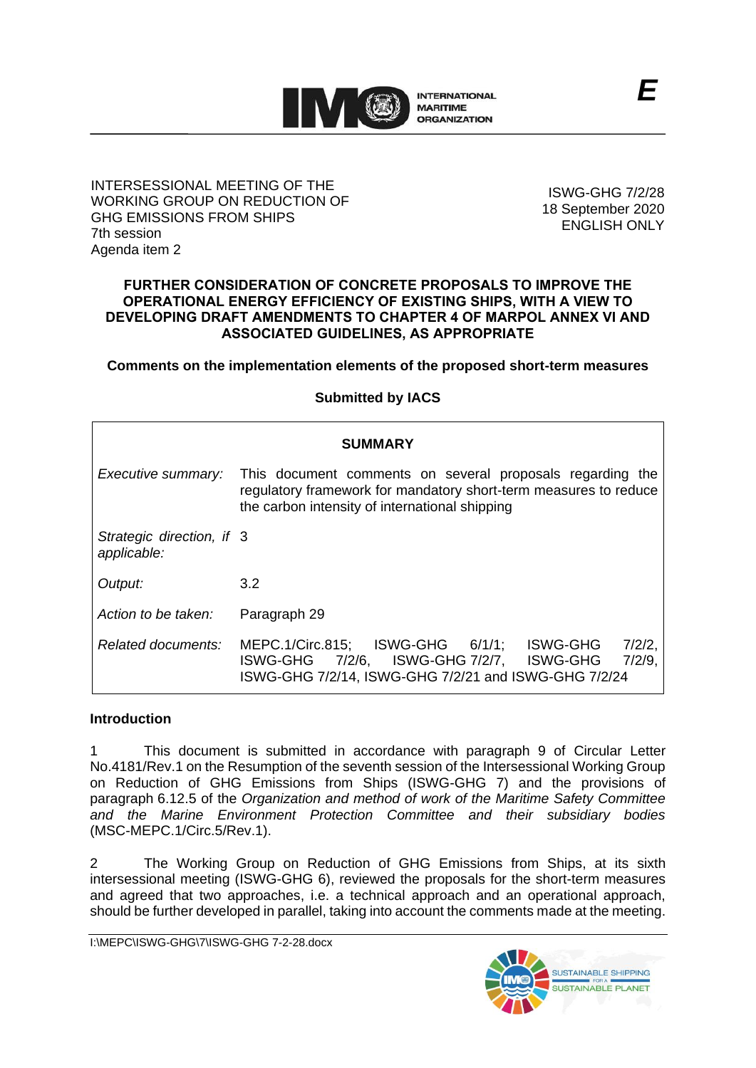E

INTERSESSIONAL MEETING OF THE WORKING GROUP ON REDUCTION OF GHG EMISSIONS FROM SHIPS
7th session
Agenda item 2

ISWG-GHG 7/2/28
18 September 2020
ENGLISH ONLY

**FURTHER CONSIDERATION OF CONCRETE PROPOSALS TO IMPROVE THE OPERATIONAL ENERGY EFFICIENCY OF EXISTING SHIPS, WITH A VIEW TO DEVELOPING DRAFT AMENDMENTS TO CHAPTER 4 OF MARPOL ANNEX VI AND ASSOCIATED GUIDELINES, AS APPROPRIATE**

**Comments on the implementation elements of the proposed short-term measures**

**Submitted by IACS**

| **SUMMARY** | |
|---|---|
| *Executive summary:* | This document comments on several proposals regarding the regulatory framework for mandatory short-term measures to reduce the carbon intensity of international shipping |
| *Strategic direction, if applicable:* | 3 |
| *Output:* | 3.2 |
| *Action to be taken:* | Paragraph 29 |
| *Related documents:* | MEPC.1/Circ.815; ISWG-GHG 6/1/1; ISWG-GHG 7/2/2, ISWG-GHG 7/2/6, ISWG-GHG 7/2/7, ISWG-GHG 7/2/9, ISWG-GHG 7/2/14, ISWG-GHG 7/2/21 and ISWG-GHG 7/2/24 |

## Introduction

1 This document is submitted in accordance with paragraph 9 of Circular Letter No.4181/Rev.1 on the Resumption of the seventh session of the Intersessional Working Group on Reduction of GHG Emissions from Ships (ISWG-GHG 7) and the provisions of paragraph 6.12.5 of the *Organization and method of work of the Maritime Safety Committee and the Marine Environment Protection Committee and their subsidiary bodies* (MSC-MEPC.1/Circ.5/Rev.1).

2 The Working Group on Reduction of GHG Emissions from Ships, at its sixth intersessional meeting (ISWG-GHG 6), reviewed the proposals for the short-term measures and agreed that two approaches, i.e. a technical approach and an operational approach, should be further developed in parallel, taking into account the comments made at the meeting.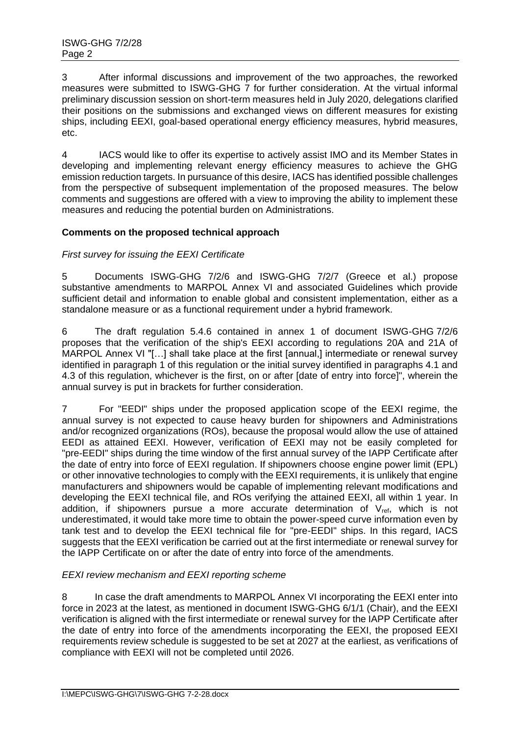3 After informal discussions and improvement of the two approaches, the reworked measures were submitted to ISWG-GHG 7 for further consideration. At the virtual informal preliminary discussion session on short-term measures held in July 2020, delegations clarified their positions on the submissions and exchanged views on different measures for existing ships, including EEXI, goal-based operational energy efficiency measures, hybrid measures, etc.

4 IACS would like to offer its expertise to actively assist IMO and its Member States in developing and implementing relevant energy efficiency measures to achieve the GHG emission reduction targets. In pursuance of this desire, IACS has identified possible challenges from the perspective of subsequent implementation of the proposed measures. The below comments and suggestions are offered with a view to improving the ability to implement these measures and reducing the potential burden on Administrations.

**Comments on the proposed technical approach**

*First survey for issuing the EEXI Certificate*

5 Documents ISWG-GHG 7/2/6 and ISWG-GHG 7/2/7 (Greece et al.) propose substantive amendments to MARPOL Annex VI and associated Guidelines which provide sufficient detail and information to enable global and consistent implementation, either as a standalone measure or as a functional requirement under a hybrid framework.

6 The draft regulation 5.4.6 contained in annex 1 of document ISWG-GHG 7/2/6 proposes that the verification of the ship's EEXI according to regulations 20A and 21A of MARPOL Annex VI "[…] shall take place at the first [annual,] intermediate or renewal survey identified in paragraph 1 of this regulation or the initial survey identified in paragraphs 4.1 and 4.3 of this regulation, whichever is the first, on or after [date of entry into force]", wherein the annual survey is put in brackets for further consideration.

7 For "EEDI" ships under the proposed application scope of the EEXI regime, the annual survey is not expected to cause heavy burden for shipowners and Administrations and/or recognized organizations (ROs), because the proposal would allow the use of attained EEDI as attained EEXI. However, verification of EEXI may not be easily completed for "pre-EEDI" ships during the time window of the first annual survey of the IAPP Certificate after the date of entry into force of EEXI regulation. If shipowners choose engine power limit (EPL) or other innovative technologies to comply with the EEXI requirements, it is unlikely that engine manufacturers and shipowners would be capable of implementing relevant modifications and developing the EEXI technical file, and ROs verifying the attained EEXI, all within 1 year. In addition, if shipowners pursue a more accurate determination of $V_{ref}$, which is not underestimated, it would take more time to obtain the power-speed curve information even by tank test and to develop the EEXI technical file for "pre-EEDI" ships. In this regard, IACS suggests that the EEXI verification be carried out at the first intermediate or renewal survey for the IAPP Certificate on or after the date of entry into force of the amendments.

*EEXI review mechanism and EEXI reporting scheme*

8 In case the draft amendments to MARPOL Annex VI incorporating the EEXI enter into force in 2023 at the latest, as mentioned in document ISWG-GHG 6/1/1 (Chair), and the EEXI verification is aligned with the first intermediate or renewal survey for the IAPP Certificate after the date of entry into force of the amendments incorporating the EEXI, the proposed EEXI requirements review schedule is suggested to be set at 2027 at the earliest, as verifications of compliance with EEXI will not be completed until 2026.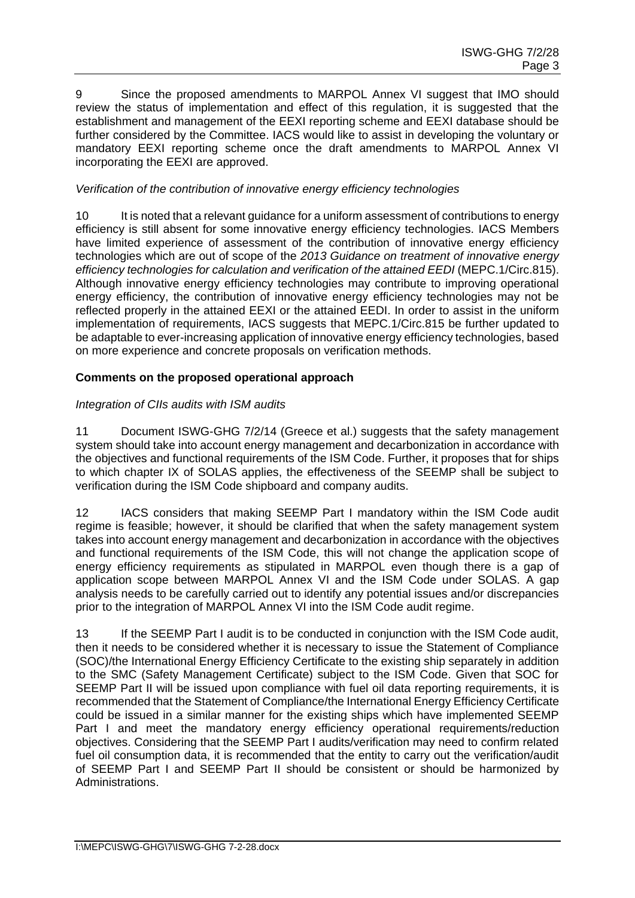9 Since the proposed amendments to MARPOL Annex VI suggest that IMO should review the status of implementation and effect of this regulation, it is suggested that the establishment and management of the EEXI reporting scheme and EEXI database should be further considered by the Committee. IACS would like to assist in developing the voluntary or mandatory EEXI reporting scheme once the draft amendments to MARPOL Annex VI incorporating the EEXI are approved.

*Verification of the contribution of innovative energy efficiency technologies*

10 It is noted that a relevant guidance for a uniform assessment of contributions to energy efficiency is still absent for some innovative energy efficiency technologies. IACS Members have limited experience of assessment of the contribution of innovative energy efficiency technologies which are out of scope of the *2013 Guidance on treatment of innovative energy efficiency technologies for calculation and verification of the attained EEDI* (MEPC.1/Circ.815). Although innovative energy efficiency technologies may contribute to improving operational energy efficiency, the contribution of innovative energy efficiency technologies may not be reflected properly in the attained EEXI or the attained EEDI. In order to assist in the uniform implementation of requirements, IACS suggests that MEPC.1/Circ.815 be further updated to be adaptable to ever-increasing application of innovative energy efficiency technologies, based on more experience and concrete proposals on verification methods.

**Comments on the proposed operational approach**

*Integration of CIIs audits with ISM audits*

11 Document ISWG-GHG 7/2/14 (Greece et al.) suggests that the safety management system should take into account energy management and decarbonization in accordance with the objectives and functional requirements of the ISM Code. Further, it proposes that for ships to which chapter IX of SOLAS applies, the effectiveness of the SEEMP shall be subject to verification during the ISM Code shipboard and company audits.

12 IACS considers that making SEEMP Part I mandatory within the ISM Code audit regime is feasible; however, it should be clarified that when the safety management system takes into account energy management and decarbonization in accordance with the objectives and functional requirements of the ISM Code, this will not change the application scope of energy efficiency requirements as stipulated in MARPOL even though there is a gap of application scope between MARPOL Annex VI and the ISM Code under SOLAS. A gap analysis needs to be carefully carried out to identify any potential issues and/or discrepancies prior to the integration of MARPOL Annex VI into the ISM Code audit regime.

13 If the SEEMP Part I audit is to be conducted in conjunction with the ISM Code audit, then it needs to be considered whether it is necessary to issue the Statement of Compliance (SOC)/the International Energy Efficiency Certificate to the existing ship separately in addition to the SMC (Safety Management Certificate) subject to the ISM Code. Given that SOC for SEEMP Part II will be issued upon compliance with fuel oil data reporting requirements, it is recommended that the Statement of Compliance/the International Energy Efficiency Certificate could be issued in a similar manner for the existing ships which have implemented SEEMP Part I and meet the mandatory energy efficiency operational requirements/reduction objectives. Considering that the SEEMP Part I audits/verification may need to confirm related fuel oil consumption data, it is recommended that the entity to carry out the verification/audit of SEEMP Part I and SEEMP Part II should be consistent or should be harmonized by Administrations.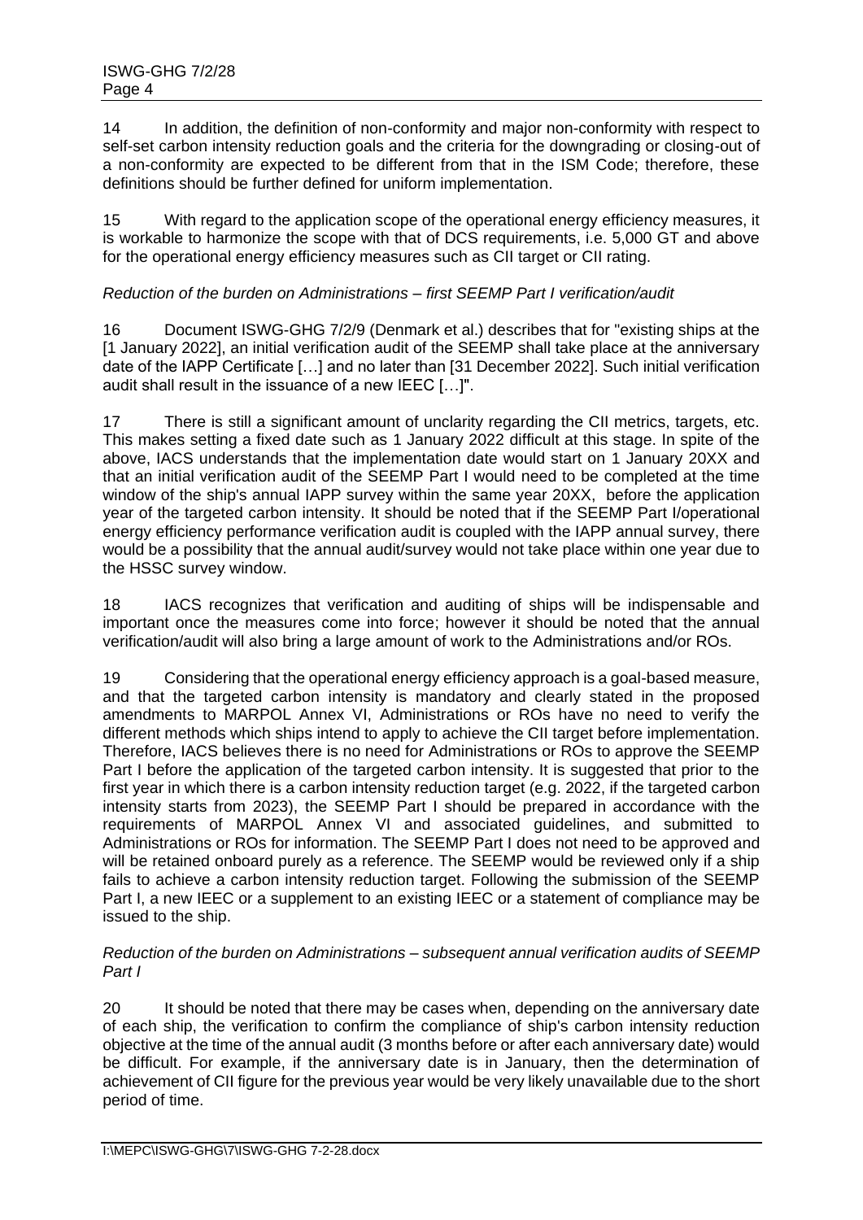14 In addition, the definition of non-conformity and major non-conformity with respect to self-set carbon intensity reduction goals and the criteria for the downgrading or closing-out of a non-conformity are expected to be different from that in the ISM Code; therefore, these definitions should be further defined for uniform implementation.

15 With regard to the application scope of the operational energy efficiency measures, it is workable to harmonize the scope with that of DCS requirements, i.e. 5,000 GT and above for the operational energy efficiency measures such as CII target or CII rating.

*Reduction of the burden on Administrations – first SEEMP Part I verification/audit*

16 Document ISWG-GHG 7/2/9 (Denmark et al.) describes that for "existing ships at the [1 January 2022], an initial verification audit of the SEEMP shall take place at the anniversary date of the IAPP Certificate […] and no later than [31 December 2022]. Such initial verification audit shall result in the issuance of a new IEEC […]".

17 There is still a significant amount of unclarity regarding the CII metrics, targets, etc. This makes setting a fixed date such as 1 January 2022 difficult at this stage. In spite of the above, IACS understands that the implementation date would start on 1 January 20XX and that an initial verification audit of the SEEMP Part I would need to be completed at the time window of the ship's annual IAPP survey within the same year 20XX, before the application year of the targeted carbon intensity. It should be noted that if the SEEMP Part I/operational energy efficiency performance verification audit is coupled with the IAPP annual survey, there would be a possibility that the annual audit/survey would not take place within one year due to the HSSC survey window.

18 IACS recognizes that verification and auditing of ships will be indispensable and important once the measures come into force; however it should be noted that the annual verification/audit will also bring a large amount of work to the Administrations and/or ROs.

19 Considering that the operational energy efficiency approach is a goal-based measure, and that the targeted carbon intensity is mandatory and clearly stated in the proposed amendments to MARPOL Annex VI, Administrations or ROs have no need to verify the different methods which ships intend to apply to achieve the CII target before implementation. Therefore, IACS believes there is no need for Administrations or ROs to approve the SEEMP Part I before the application of the targeted carbon intensity. It is suggested that prior to the first year in which there is a carbon intensity reduction target (e.g. 2022, if the targeted carbon intensity starts from 2023), the SEEMP Part I should be prepared in accordance with the requirements of MARPOL Annex VI and associated guidelines, and submitted to Administrations or ROs for information. The SEEMP Part I does not need to be approved and will be retained onboard purely as a reference. The SEEMP would be reviewed only if a ship fails to achieve a carbon intensity reduction target. Following the submission of the SEEMP Part I, a new IEEC or a supplement to an existing IEEC or a statement of compliance may be issued to the ship.

*Reduction of the burden on Administrations – subsequent annual verification audits of SEEMP Part I*

20 It should be noted that there may be cases when, depending on the anniversary date of each ship, the verification to confirm the compliance of ship's carbon intensity reduction objective at the time of the annual audit (3 months before or after each anniversary date) would be difficult. For example, if the anniversary date is in January, then the determination of achievement of CII figure for the previous year would be very likely unavailable due to the short period of time.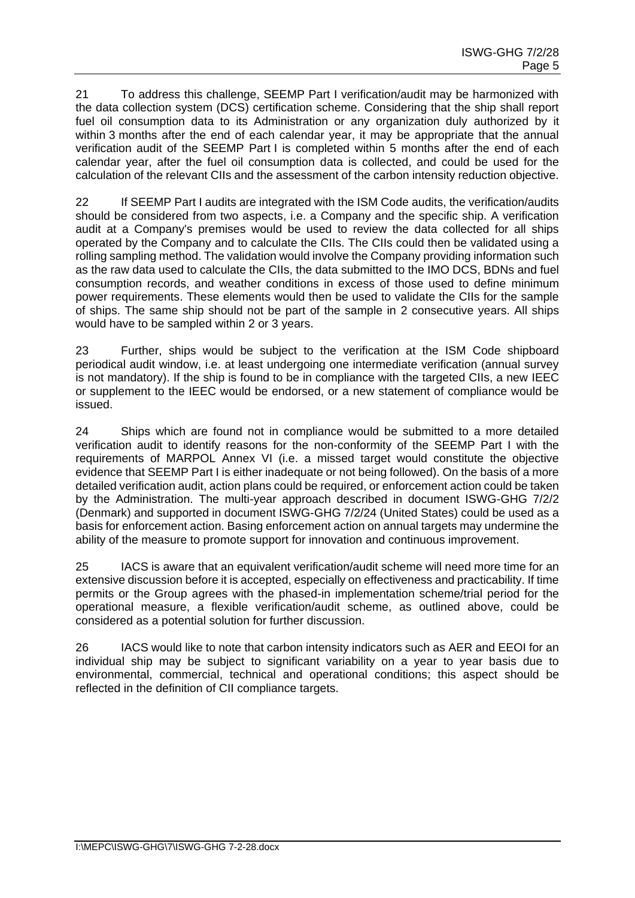21 To address this challenge, SEEMP Part I verification/audit may be harmonized with the data collection system (DCS) certification scheme. Considering that the ship shall report fuel oil consumption data to its Administration or any organization duly authorized by it within 3 months after the end of each calendar year, it may be appropriate that the annual verification audit of the SEEMP Part I is completed within 5 months after the end of each calendar year, after the fuel oil consumption data is collected, and could be used for the calculation of the relevant CIIs and the assessment of the carbon intensity reduction objective.

22 If SEEMP Part I audits are integrated with the ISM Code audits, the verification/audits should be considered from two aspects, i.e. a Company and the specific ship. A verification audit at a Company's premises would be used to review the data collected for all ships operated by the Company and to calculate the CIIs. The CIIs could then be validated using a rolling sampling method. The validation would involve the Company providing information such as the raw data used to calculate the CIIs, the data submitted to the IMO DCS, BDNs and fuel consumption records, and weather conditions in excess of those used to define minimum power requirements. These elements would then be used to validate the CIIs for the sample of ships. The same ship should not be part of the sample in 2 consecutive years. All ships would have to be sampled within 2 or 3 years.

23 Further, ships would be subject to the verification at the ISM Code shipboard periodical audit window, i.e. at least undergoing one intermediate verification (annual survey is not mandatory). If the ship is found to be in compliance with the targeted CIIs, a new IEEC or supplement to the IEEC would be endorsed, or a new statement of compliance would be issued.

24 Ships which are found not in compliance would be submitted to a more detailed verification audit to identify reasons for the non-conformity of the SEEMP Part I with the requirements of MARPOL Annex VI (i.e. a missed target would constitute the objective evidence that SEEMP Part I is either inadequate or not being followed). On the basis of a more detailed verification audit, action plans could be required, or enforcement action could be taken by the Administration. The multi-year approach described in document ISWG-GHG 7/2/2 (Denmark) and supported in document ISWG-GHG 7/2/24 (United States) could be used as a basis for enforcement action. Basing enforcement action on annual targets may undermine the ability of the measure to promote support for innovation and continuous improvement.

25 IACS is aware that an equivalent verification/audit scheme will need more time for an extensive discussion before it is accepted, especially on effectiveness and practicability. If time permits or the Group agrees with the phased-in implementation scheme/trial period for the operational measure, a flexible verification/audit scheme, as outlined above, could be considered as a potential solution for further discussion.

26 IACS would like to note that carbon intensity indicators such as AER and EEOI for an individual ship may be subject to significant variability on a year to year basis due to environmental, commercial, technical and operational conditions; this aspect should be reflected in the definition of CII compliance targets.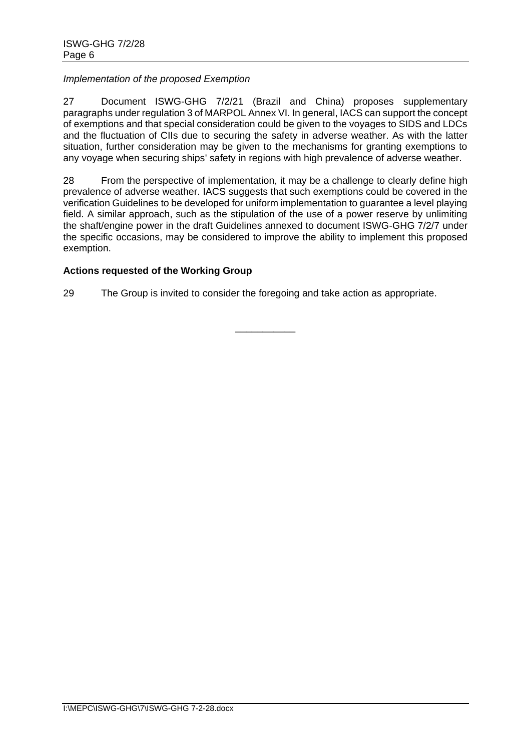*Implementation of the proposed Exemption*

27 Document ISWG-GHG 7/2/21 (Brazil and China) proposes supplementary paragraphs under regulation 3 of MARPOL Annex VI. In general, IACS can support the concept of exemptions and that special consideration could be given to the voyages to SIDS and LDCs and the fluctuation of CIIs due to securing the safety in adverse weather. As with the latter situation, further consideration may be given to the mechanisms for granting exemptions to any voyage when securing ships' safety in regions with high prevalence of adverse weather.

28 From the perspective of implementation, it may be a challenge to clearly define high prevalence of adverse weather. IACS suggests that such exemptions could be covered in the verification Guidelines to be developed for uniform implementation to guarantee a level playing field. A similar approach, such as the stipulation of the use of a power reserve by unlimiting the shaft/engine power in the draft Guidelines annexed to document ISWG-GHG 7/2/7 under the specific occasions, may be considered to improve the ability to implement this proposed exemption.

**Actions requested of the Working Group**

29 The Group is invited to consider the foregoing and take action as appropriate.

___________